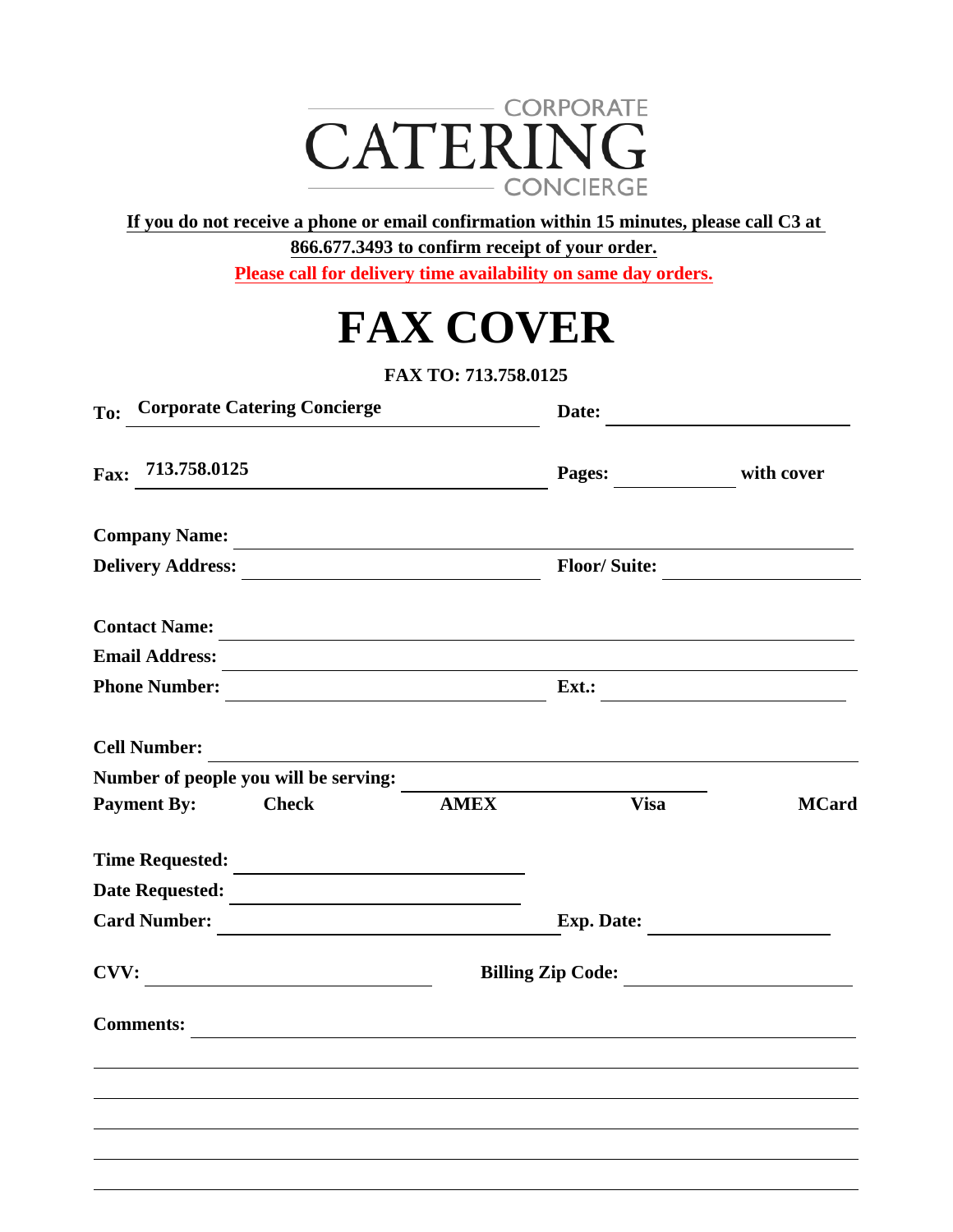CORPORATE
# CATERING
CONCIERGE

**If you do not receive a phone or email confirmation within 15 minutes, please call C3 at 866.677.3493 to confirm receipt of your order.**

**Please call for delivery time availability on same day orders.**

# FAX COVER

**FAX TO: 713.758.0125**

**To:** **Corporate Catering Concierge** **Date:** ______________________

**Fax:** **713.758.0125** **Pages:** __________ **with cover**

**Company Name:** ______________________________________________

**Delivery Address:** ______________________ **Floor/ Suite:** ______________

**Contact Name:** ______________________________________________

**Email Address:** ______________________________________________

**Phone Number:** ______________________ **Ext.:** ______________

**Cell Number:** ______________________________________________

**Number of people you will be serving:** ______________________

**Payment By:** **Check** **AMEX** **Visa** **MCard**

**Time Requested:** ______________________

**Date Requested:** ______________________

**Card Number:** ______________________ **Exp. Date:** ______________

**CVV:** ______________________ **Billing Zip Code:** ______________

**Comments:** ______________________________________________

______________________________________________________________

______________________________________________________________

______________________________________________________________

______________________________________________________________

______________________________________________________________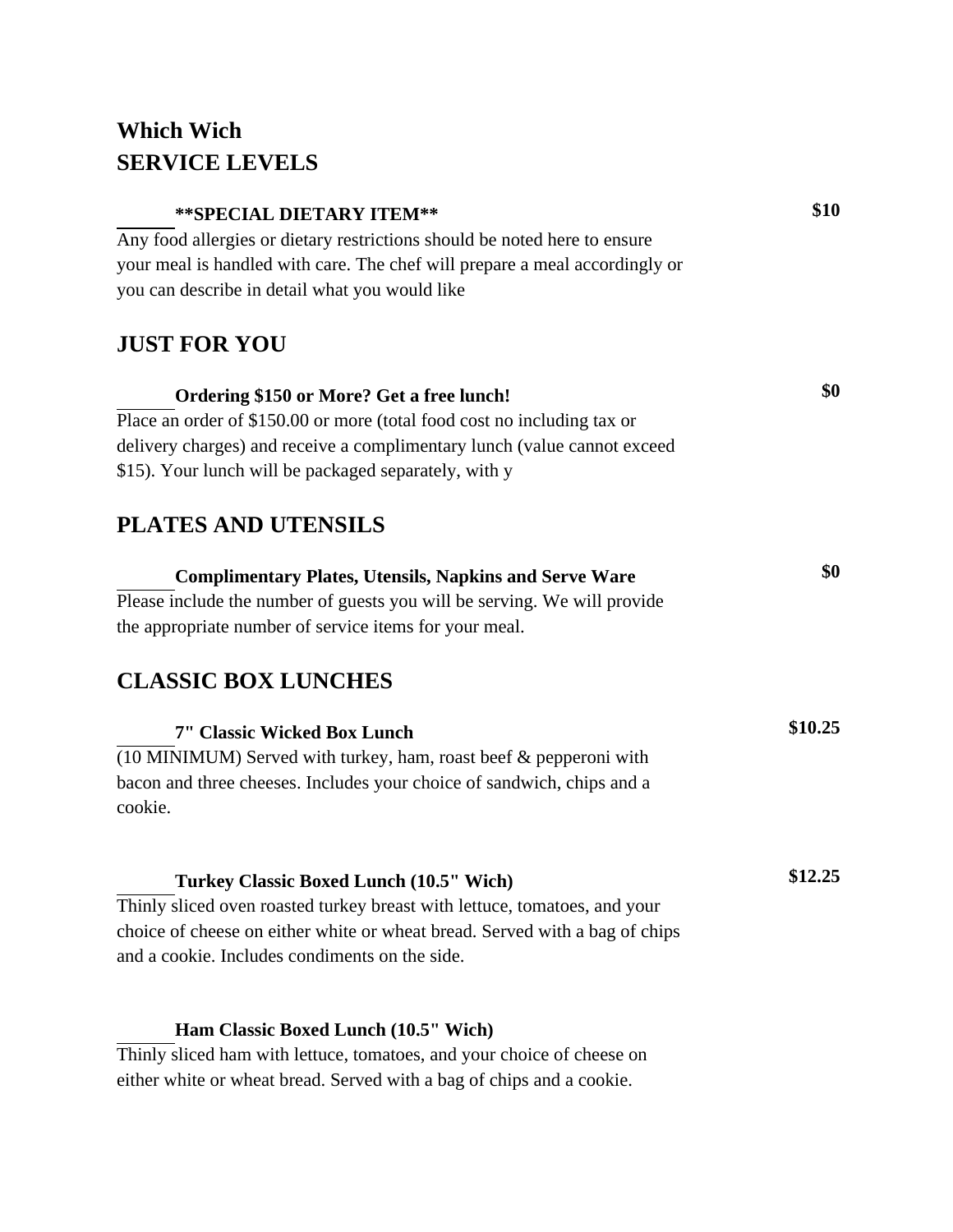# Which Wich
# SERVICE LEVELS

**\*\*SPECIAL DIETARY ITEM\*\*** **$10**

Any food allergies or dietary restrictions should be noted here to ensure your meal is handled with care. The chef will prepare a meal accordingly or you can describe in detail what you would like

## JUST FOR YOU

**Ordering $150 or More? Get a free lunch!** **$0**

Place an order of $150.00 or more (total food cost no including tax or delivery charges) and receive a complimentary lunch (value cannot exceed $15). Your lunch will be packaged separately, with y

## PLATES AND UTENSILS

**Complimentary Plates, Utensils, Napkins and Serve Ware** **$0**

Please include the number of guests you will be serving. We will provide the appropriate number of service items for your meal.

## CLASSIC BOX LUNCHES

**7" Classic Wicked Box Lunch** **$10.25**

(10 MINIMUM) Served with turkey, ham, roast beef & pepperoni with bacon and three cheeses. Includes your choice of sandwich, chips and a cookie.

**Turkey Classic Boxed Lunch (10.5" Wich)** **$12.25**

Thinly sliced oven roasted turkey breast with lettuce, tomatoes, and your choice of cheese on either white or wheat bread. Served with a bag of chips and a cookie. Includes condiments on the side.

**Ham Classic Boxed Lunch (10.5" Wich)**

Thinly sliced ham with lettuce, tomatoes, and your choice of cheese on either white or wheat bread. Served with a bag of chips and a cookie.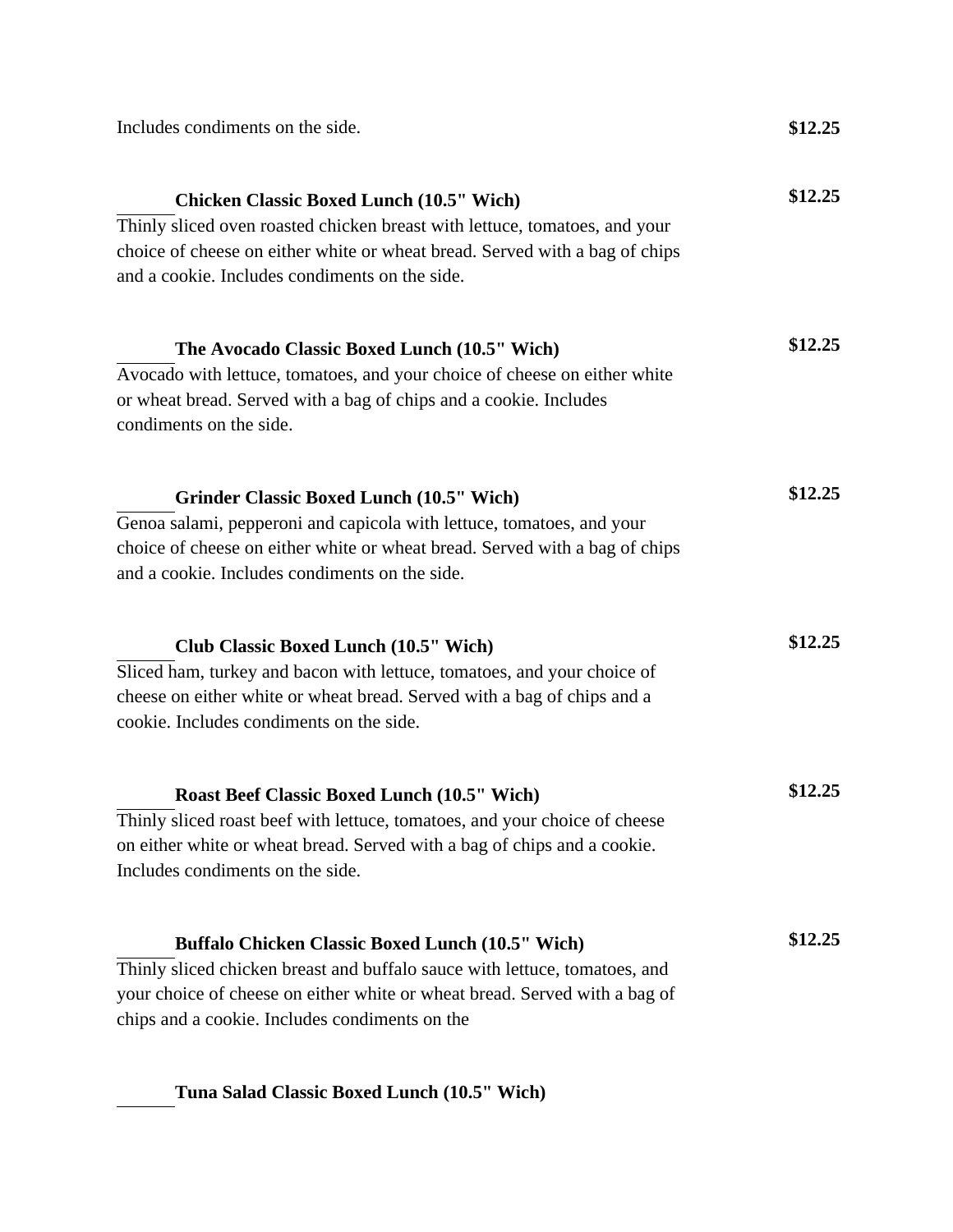Includes condiments on the side. **$12.25**

**Chicken Classic Boxed Lunch (10.5" Wich)** **$12.25**

Thinly sliced oven roasted chicken breast with lettuce, tomatoes, and your choice of cheese on either white or wheat bread. Served with a bag of chips and a cookie. Includes condiments on the side.

**The Avocado Classic Boxed Lunch (10.5" Wich)** **$12.25**

Avocado with lettuce, tomatoes, and your choice of cheese on either white or wheat bread. Served with a bag of chips and a cookie. Includes condiments on the side.

**Grinder Classic Boxed Lunch (10.5" Wich)** **$12.25**

Genoa salami, pepperoni and capicola with lettuce, tomatoes, and your choice of cheese on either white or wheat bread. Served with a bag of chips and a cookie. Includes condiments on the side.

**Club Classic Boxed Lunch (10.5" Wich)** **$12.25**

Sliced ham, turkey and bacon with lettuce, tomatoes, and your choice of cheese on either white or wheat bread. Served with a bag of chips and a cookie. Includes condiments on the side.

**Roast Beef Classic Boxed Lunch (10.5" Wich)** **$12.25**

Thinly sliced roast beef with lettuce, tomatoes, and your choice of cheese on either white or wheat bread. Served with a bag of chips and a cookie. Includes condiments on the side.

**Buffalo Chicken Classic Boxed Lunch (10.5" Wich)** **$12.25**

Thinly sliced chicken breast and buffalo sauce with lettuce, tomatoes, and your choice of cheese on either white or wheat bread. Served with a bag of chips and a cookie. Includes condiments on the

**Tuna Salad Classic Boxed Lunch (10.5" Wich)**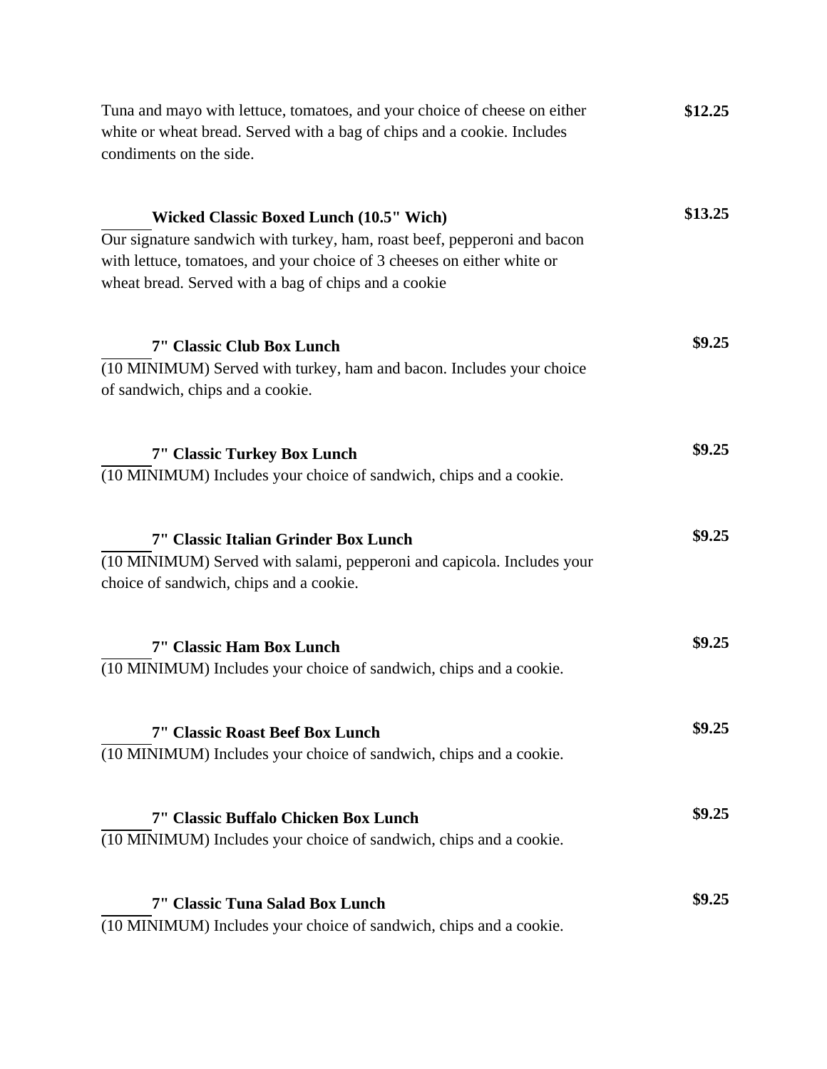Tuna and mayo with lettuce, tomatoes, and your choice of cheese on either white or wheat bread. Served with a bag of chips and a cookie. Includes condiments on the side. **$12.25**

______ **Wicked Classic Boxed Lunch (10.5" Wich)** **$13.25**
Our signature sandwich with turkey, ham, roast beef, pepperoni and bacon with lettuce, tomatoes, and your choice of 3 cheeses on either white or wheat bread. Served with a bag of chips and a cookie

______ **7" Classic Club Box Lunch** **$9.25**
(10 MINIMUM) Served with turkey, ham and bacon. Includes your choice of sandwich, chips and a cookie.

______ **7" Classic Turkey Box Lunch** **$9.25**
(10 MINIMUM) Includes your choice of sandwich, chips and a cookie.

______ **7" Classic Italian Grinder Box Lunch** **$9.25**
(10 MINIMUM) Served with salami, pepperoni and capicola. Includes your choice of sandwich, chips and a cookie.

______ **7" Classic Ham Box Lunch** **$9.25**
(10 MINIMUM) Includes your choice of sandwich, chips and a cookie.

______ **7" Classic Roast Beef Box Lunch** **$9.25**
(10 MINIMUM) Includes your choice of sandwich, chips and a cookie.

______ **7" Classic Buffalo Chicken Box Lunch** **$9.25**
(10 MINIMUM) Includes your choice of sandwich, chips and a cookie.

______ **7" Classic Tuna Salad Box Lunch** **$9.25**
(10 MINIMUM) Includes your choice of sandwich, chips and a cookie.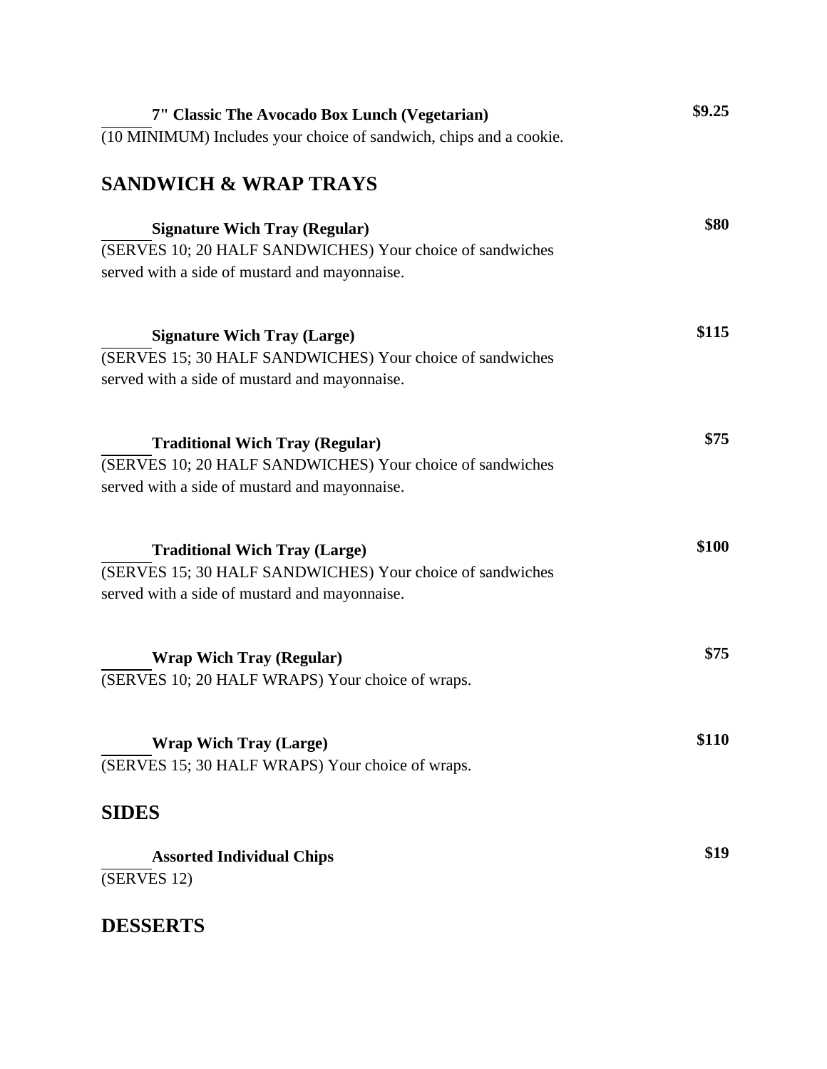______ **7" Classic The Avocado Box Lunch (Vegetarian)** **$9.25**

(10 MINIMUM) Includes your choice of sandwich, chips and a cookie.

## SANDWICH & WRAP TRAYS

______ **Signature Wich Tray (Regular)** **$80**

(SERVES 10; 20 HALF SANDWICHES) Your choice of sandwiches served with a side of mustard and mayonnaise.

______ **Signature Wich Tray (Large)** **$115**

(SERVES 15; 30 HALF SANDWICHES) Your choice of sandwiches served with a side of mustard and mayonnaise.

______ **Traditional Wich Tray (Regular)** **$75**

(SERVES 10; 20 HALF SANDWICHES) Your choice of sandwiches served with a side of mustard and mayonnaise.

______ **Traditional Wich Tray (Large)** **$100**

(SERVES 15; 30 HALF SANDWICHES) Your choice of sandwiches served with a side of mustard and mayonnaise.

______ **Wrap Wich Tray (Regular)** **$75**

(SERVES 10; 20 HALF WRAPS) Your choice of wraps.

______ **Wrap Wich Tray (Large)** **$110**

(SERVES 15; 30 HALF WRAPS) Your choice of wraps.

## SIDES

______ **Assorted Individual Chips** **$19**

(SERVES 12)

## DESSERTS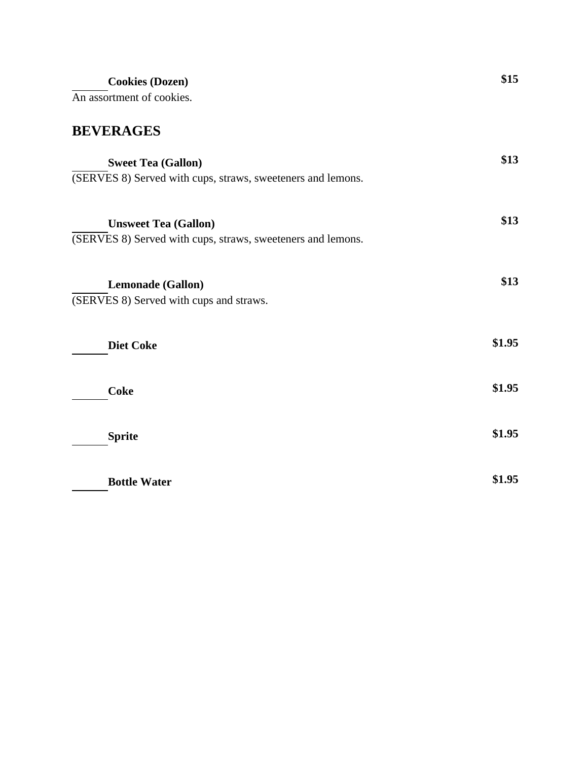______ **Cookies (Dozen)** **$15**
An assortment of cookies.

## BEVERAGES

______ **Sweet Tea (Gallon)** **$13**
(SERVES 8) Served with cups, straws, sweeteners and lemons.

______ **Unsweet Tea (Gallon)** **$13**
(SERVES 8) Served with cups, straws, sweeteners and lemons.

______ **Lemonade (Gallon)** **$13**
(SERVES 8) Served with cups and straws.

______ **Diet Coke** **$1.95**

______ **Coke** **$1.95**

______ **Sprite** **$1.95**

______ **Bottle Water** **$1.95**